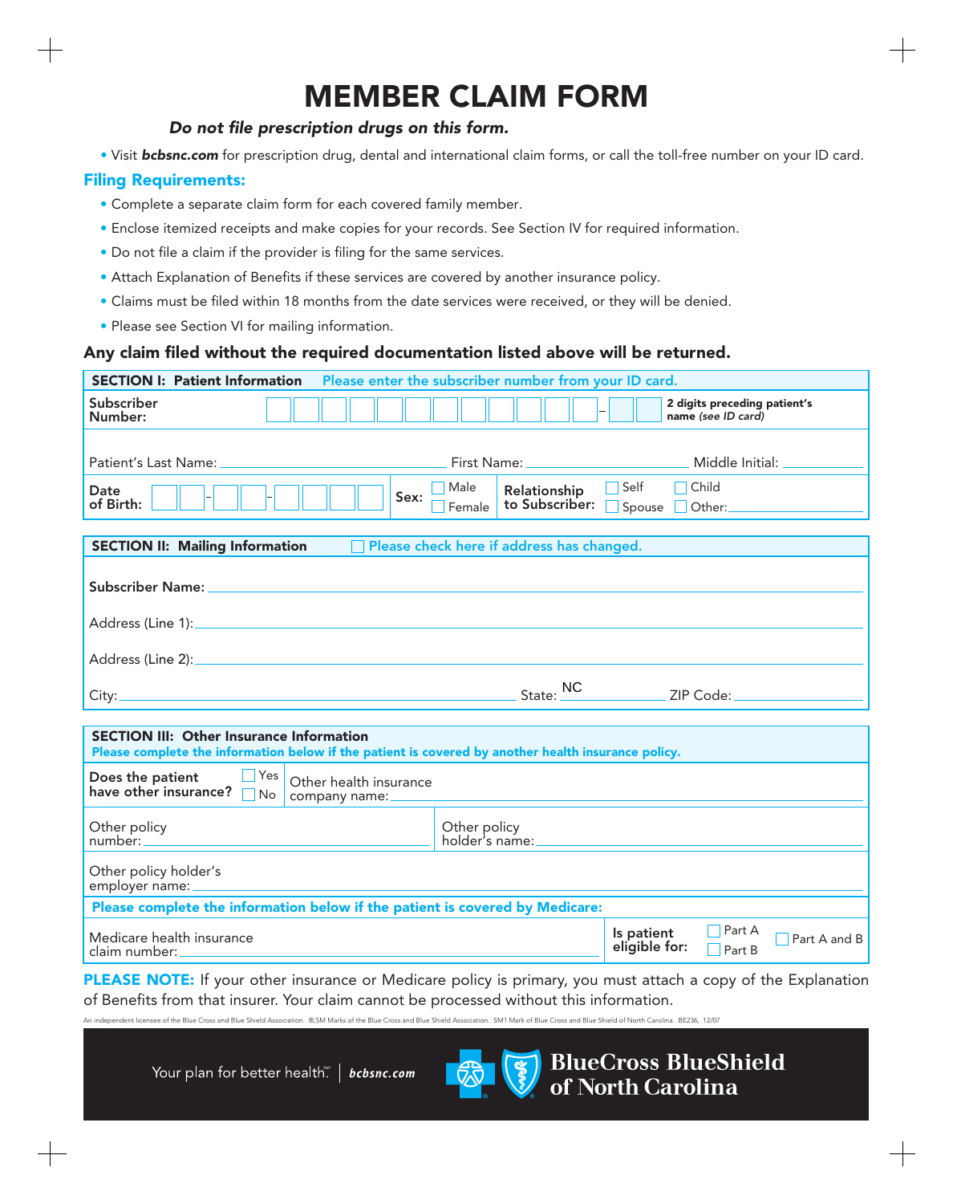# MEMBER CLAIM FORM

***Do not file prescription drugs on this form.***

- Visit ***bcbsnc.com*** for prescription drug, dental and international claim forms, or call the toll-free number on your ID card.

### Filing Requirements:

- Complete a separate claim form for each covered family member.
- Enclose itemized receipts and make copies for your records. See Section IV for required information.
- Do not file a claim if the provider is filing for the same services.
- Attach Explanation of Benefits if these services are covered by another insurance policy.
- Claims must be filed within 18 months from the date services were received, or they will be denied.
- Please see Section VI for mailing information.

**Any claim filed without the required documentation listed above will be returned.**

**SECTION I: Patient Information** Please enter the subscriber number from your ID card.

**Subscriber Number:** ☐☐☐☐☐☐☐☐☐☐☐☐ – ☐☐ **2 digits preceding patient's name** ***(see ID card)***

Patient's Last Name: ____________ First Name: ____________ Middle Initial: ____________

**Date of Birth:** ☐☐ - ☐☐ - ☐☐☐☐ **Sex:** ☐ Male ☐ Female **Relationship to Subscriber:** ☐ Self ☐ Child ☐ Spouse ☐ Other: ____________

**SECTION II: Mailing Information** ☐ Please check here if address has changed.

**Subscriber Name:** ____________

Address (Line 1): ____________

Address (Line 2): ____________

City: ____________ State: NC ____________ ZIP Code: ____________

**SECTION III: Other Insurance Information**
Please complete the information below if the patient is covered by another health insurance policy.

**Does the patient have other insurance?** ☐ Yes ☐ No Other health insurance company name: ____________

Other policy number: ____________ Other policy holder's name: ____________

Other policy holder's employer name: ____________

Please complete the information below if the patient is covered by Medicare:

Medicare health insurance claim number: ____________ **Is patient eligible for:** ☐ Part A ☐ Part B ☐ Part A and B

**PLEASE NOTE:** If your other insurance or Medicare policy is primary, you must attach a copy of the Explanation of Benefits from that insurer. Your claim cannot be processed without this information.

An independent licensee of the Blue Cross and Blue Shield Association. ®,SM Marks of the Blue Cross and Blue Shield Association. SM1 Mark of Blue Cross and Blue Shield of North Carolina. BE236, 12/07

Your plan for better health.SM | *bcbsnc.com* BlueCross BlueShield of North Carolina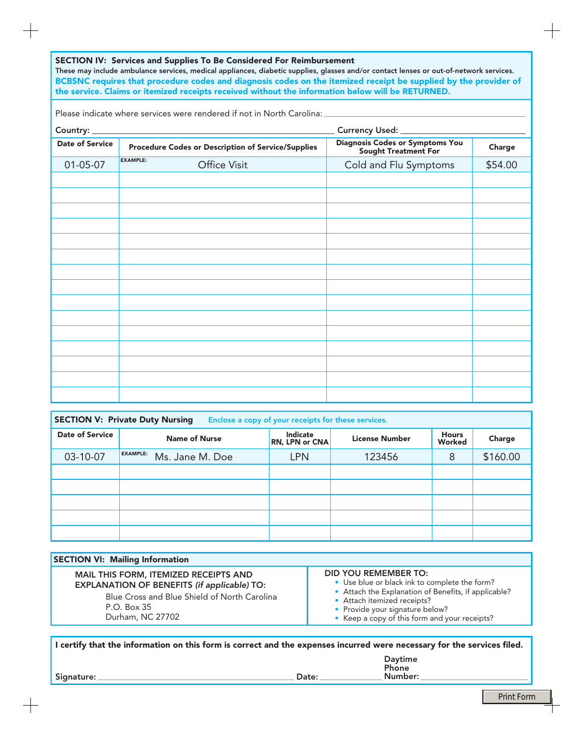**SECTION IV: Services and Supplies To Be Considered For Reimbursement**

**These may include ambulance services, medical appliances, diabetic supplies, glasses and/or contact lenses or out-of-network services.**

**BCBSNC requires that procedure codes and diagnosis codes on the itemized receipt be supplied by the provider of the service. Claims or itemized receipts received without the information below will be RETURNED.**

Please indicate where services were rendered if not in North Carolina: ______________________________

Country: ______________________________ Currency Used: ______________________________

| Date of Service | Procedure Codes or Description of Service/Supplies | Diagnosis Codes or Symptoms You Sought Treatment For | Charge |
|---|---|---|---|
| 01-05-07 | EXAMPLE: Office Visit | Cold and Flu Symptoms | $54.00 |
| | | | |
| | | | |
| | | | |
| | | | |
| | | | |
| | | | |
| | | | |
| | | | |
| | | | |
| | | | |
| | | | |
| | | | |
| | | | |
| | | | |
| | | | |

**SECTION V: Private Duty Nursing** Enclose a copy of your receipts for these services.

| Date of Service | Name of Nurse | Indicate RN, LPN or CNA | License Number | Hours Worked | Charge |
|---|---|---|---|---|---|
| 03-10-07 | EXAMPLE: Ms. Jane M. Doe | LPN | 123456 | 8 | $160.00 |
| | | | | | |
| | | | | | |
| | | | | | |
| | | | | | |
| | | | | | |

**SECTION VI: Mailing Information**

MAIL THIS FORM, ITEMIZED RECEIPTS AND EXPLANATION OF BENEFITS *(if applicable)* TO:

Blue Cross and Blue Shield of North Carolina
P.O. Box 35
Durham, NC 27702

DID YOU REMEMBER TO:

- Use blue or black ink to complete the form?
- Attach the Explanation of Benefits, if applicable?
- Attach itemized receipts?
- Provide your signature below?
- Keep a copy of this form and your receipts?

**I certify that the information on this form is correct and the expenses incurred were necessary for the services filed.**

Signature: ______________________________ Date: ______________ Daytime Phone Number: ______________________________

Print Form